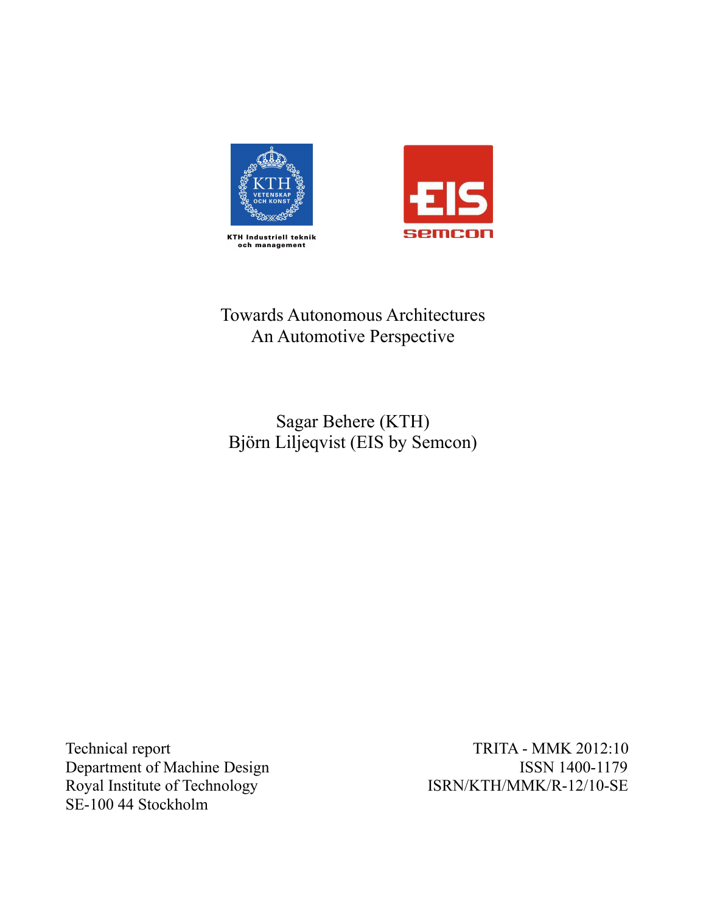# Towards Autonomous Architectures
## An Automotive Perspective

Sagar Behere (KTH)
Björn Liljeqvist (EIS by Semcon)

Technical report
Department of Machine Design
Royal Institute of Technology
SE-100 44 Stockholm

TRITA - MMK 2012:10
ISSN 1400-1179
ISRN/KTH/MMK/R-12/10-SE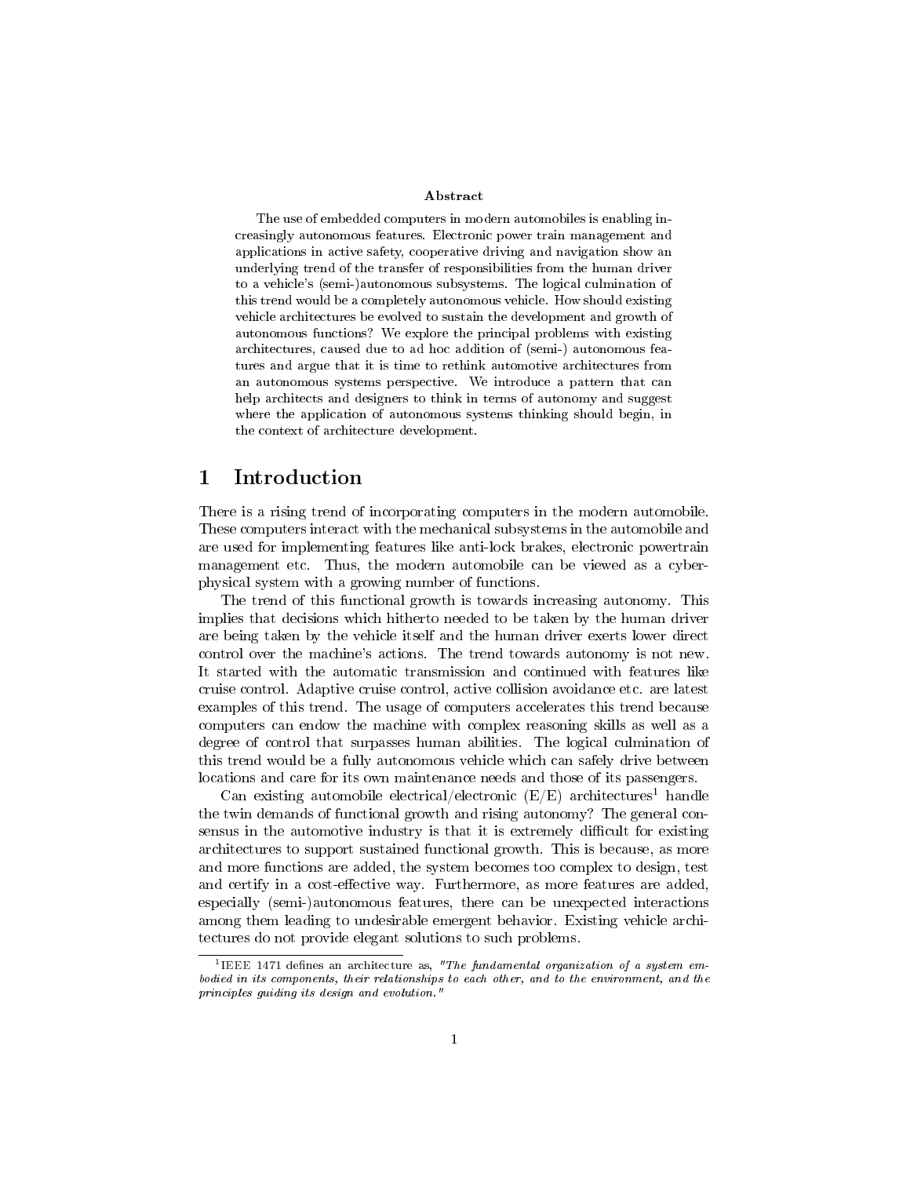**Abstract**

The use of embedded computers in modern automobiles is enabling increasingly autonomous features. Electronic power train management and applications in active safety, cooperative driving and navigation show an underlying trend of the transfer of responsibilities from the human driver to a vehicle's (semi-)autonomous subsystems. The logical culmination of this trend would be a completely autonomous vehicle. How should existing vehicle architectures be evolved to sustain the development and growth of autonomous functions? We explore the principal problems with existing architectures, caused due to ad hoc addition of (semi-) autonomous features and argue that it is time to rethink automotive architectures from an autonomous systems perspective. We introduce a pattern that can help architects and designers to think in terms of autonomy and suggest where the application of autonomous systems thinking should begin, in the context of architecture development.

# 1 Introduction

There is a rising trend of incorporating computers in the modern automobile. These computers interact with the mechanical subsystems in the automobile and are used for implementing features like anti-lock brakes, electronic powertrain management etc. Thus, the modern automobile can be viewed as a cyber-physical system with a growing number of functions.

The trend of this functional growth is towards increasing autonomy. This implies that decisions which hitherto needed to be taken by the human driver are being taken by the vehicle itself and the human driver exerts lower direct control over the machine's actions. The trend towards autonomy is not new. It started with the automatic transmission and continued with features like cruise control. Adaptive cruise control, active collision avoidance etc. are latest examples of this trend. The usage of computers accelerates this trend because computers can endow the machine with complex reasoning skills as well as a degree of control that surpasses human abilities. The logical culmination of this trend would be a fully autonomous vehicle which can safely drive between locations and care for its own maintenance needs and those of its passengers.

Can existing automobile electrical/electronic (E/E) architectures[1] handle the twin demands of functional growth and rising autonomy? The general consensus in the automotive industry is that it is extremely difficult for existing architectures to support sustained functional growth. This is because, as more and more functions are added, the system becomes too complex to design, test and certify in a cost-effective way. Furthermore, as more features are added, especially (semi-)autonomous features, there can be unexpected interactions among them leading to undesirable emergent behavior. Existing vehicle architectures do not provide elegant solutions to such problems.

[1] IEEE 1471 defines an architecture as, *"The fundamental organization of a system embodied in its components, their relationships to each other, and to the environment, and the principles guiding its design and evolution."*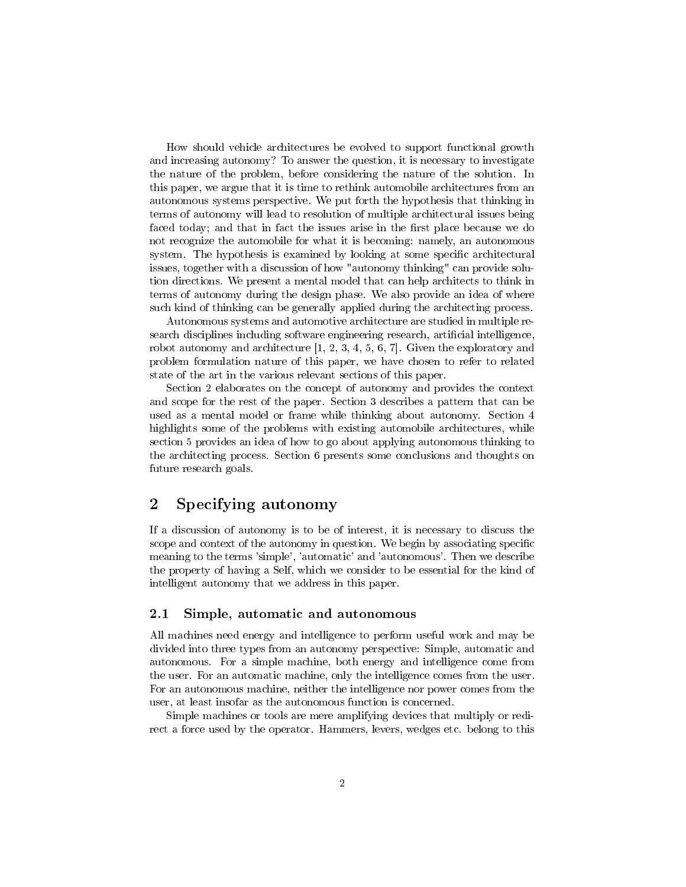How should vehicle architectures be evolved to support functional growth and increasing autonomy? To answer the question, it is necessary to investigate the nature of the problem, before considering the nature of the solution. In this paper, we argue that it is time to rethink automobile architectures from an autonomous systems perspective. We put forth the hypothesis that thinking in terms of autonomy will lead to resolution of multiple architectural issues being faced today; and that in fact the issues arise in the first place because we do not recognize the automobile for what it is becoming: namely, an autonomous system. The hypothesis is examined by looking at some specific architectural issues, together with a discussion of how "autonomy thinking" can provide solution directions. We present a mental model that can help architects to think in terms of autonomy during the design phase. We also provide an idea of where such kind of thinking can be generally applied during the architecting process.

Autonomous systems and automotive architecture are studied in multiple research disciplines including software engineering research, artificial intelligence, robot autonomy and architecture [1, 2, 3, 4, 5, 6, 7]. Given the exploratory and problem formulation nature of this paper, we have chosen to refer to related state of the art in the various relevant sections of this paper.

Section 2 elaborates on the concept of autonomy and provides the context and scope for the rest of the paper. Section 3 describes a pattern that can be used as a mental model or frame while thinking about autonomy. Section 4 highlights some of the problems with existing automobile architectures, while section 5 provides an idea of how to go about applying autonomous thinking to the architecting process. Section 6 presents some conclusions and thoughts on future research goals.

## 2 Specifying autonomy

If a discussion of autonomy is to be of interest, it is necessary to discuss the scope and context of the autonomy in question. We begin by associating specific meaning to the terms 'simple', 'automatic' and 'autonomous'. Then we describe the property of having a Self, which we consider to be essential for the kind of intelligent autonomy that we address in this paper.

### 2.1 Simple, automatic and autonomous

All machines need energy and intelligence to perform useful work and may be divided into three types from an autonomy perspective: Simple, automatic and autonomous. For a simple machine, both energy and intelligence come from the user. For an automatic machine, only the intelligence comes from the user. For an autonomous machine, neither the intelligence nor power comes from the user, at least insofar as the autonomous function is concerned.

Simple machines or tools are mere amplifying devices that multiply or redirect a force used by the operator. Hammers, levers, wedges etc. belong to this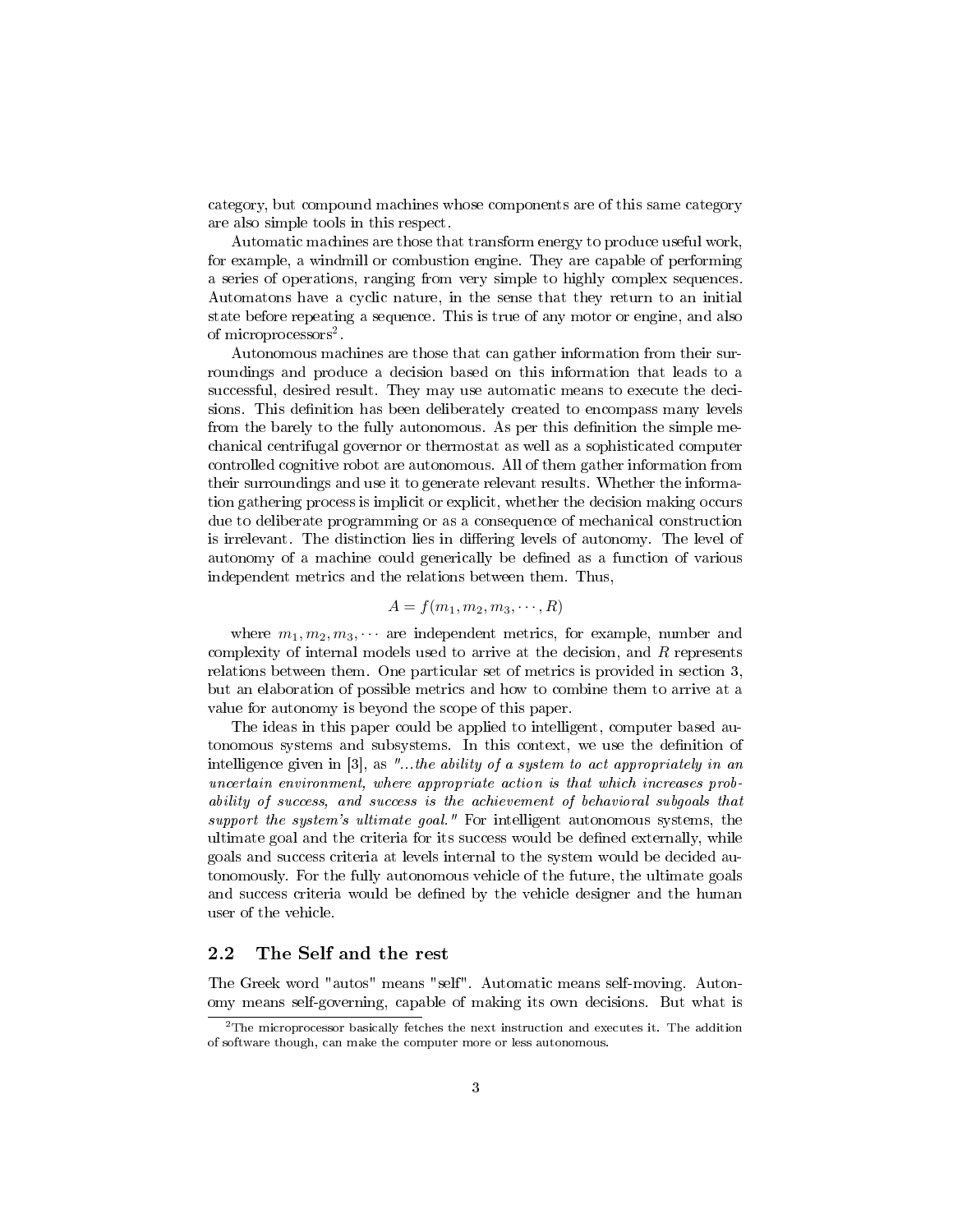category, but compound machines whose components are of this same category are also simple tools in this respect.

Automatic machines are those that transform energy to produce useful work, for example, a windmill or combustion engine. They are capable of performing a series of operations, ranging from very simple to highly complex sequences. Automatons have a cyclic nature, in the sense that they return to an initial state before repeating a sequence. This is true of any motor or engine, and also of microprocessors[2].

Autonomous machines are those that can gather information from their surroundings and produce a decision based on this information that leads to a successful, desired result. They may use automatic means to execute the decisions. This definition has been deliberately created to encompass many levels from the barely to the fully autonomous. As per this definition the simple mechanical centrifugal governor or thermostat as well as a sophisticated computer controlled cognitive robot are autonomous. All of them gather information from their surroundings and use it to generate relevant results. Whether the information gathering process is implicit or explicit, whether the decision making occurs due to deliberate programming or as a consequence of mechanical construction is irrelevant. The distinction lies in differing levels of autonomy. The level of autonomy of a machine could generically be defined as a function of various independent metrics and the relations between them. Thus,

$$A = f(m_1, m_2, m_3, \cdots, R)$$

where $m_1, m_2, m_3, \cdots$ are independent metrics, for example, number and complexity of internal models used to arrive at the decision, and $R$ represents relations between them. One particular set of metrics is provided in section 3, but an elaboration of possible metrics and how to combine them to arrive at a value for autonomy is beyond the scope of this paper.

The ideas in this paper could be applied to intelligent, computer based autonomous systems and subsystems. In this context, we use the definition of intelligence given in [3], as *"...the ability of a system to act appropriately in an uncertain environment, where appropriate action is that which increases probability of success, and success is the achievement of behavioral subgoals that support the system's ultimate goal."* For intelligent autonomous systems, the ultimate goal and the criteria for its success would be defined externally, while goals and success criteria at levels internal to the system would be decided autonomously. For the fully autonomous vehicle of the future, the ultimate goals and success criteria would be defined by the vehicle designer and the human user of the vehicle.

## 2.2 The Self and the rest

The Greek word "autos" means "self". Automatic means self-moving. Autonomy means self-governing, capable of making its own decisions. But what is

[2] The microprocessor basically fetches the next instruction and executes it. The addition of software though, can make the computer more or less autonomous.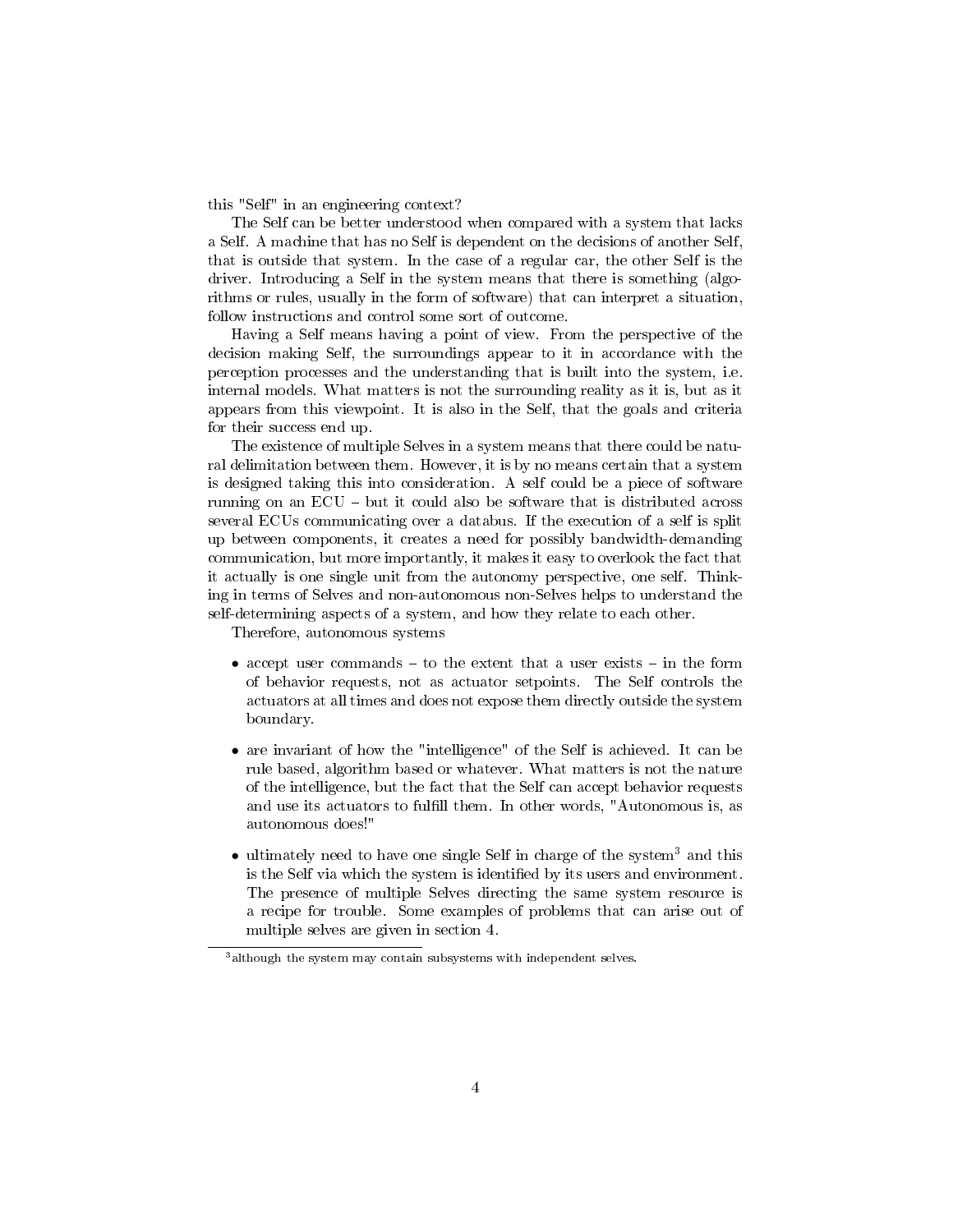this "Self" in an engineering context?

The Self can be better understood when compared with a system that lacks a Self. A machine that has no Self is dependent on the decisions of another Self, that is outside that system. In the case of a regular car, the other Self is the driver. Introducing a Self in the system means that there is something (algorithms or rules, usually in the form of software) that can interpret a situation, follow instructions and control some sort of outcome.

Having a Self means having a point of view. From the perspective of the decision making Self, the surroundings appear to it in accordance with the perception processes and the understanding that is built into the system, i.e. internal models. What matters is not the surrounding reality as it is, but as it appears from this viewpoint. It is also in the Self, that the goals and criteria for their success end up.

The existence of multiple Selves in a system means that there could be natural delimitation between them. However, it is by no means certain that a system is designed taking this into consideration. A self could be a piece of software running on an ECU – but it could also be software that is distributed across several ECUs communicating over a databus. If the execution of a self is split up between components, it creates a need for possibly bandwidth-demanding communication, but more importantly, it makes it easy to overlook the fact that it actually is one single unit from the autonomy perspective, one self. Thinking in terms of Selves and non-autonomous non-Selves helps to understand the self-determining aspects of a system, and how they relate to each other.

Therefore, autonomous systems

- accept user commands – to the extent that a user exists – in the form of behavior requests, not as actuator setpoints. The Self controls the actuators at all times and does not expose them directly outside the system boundary.
- are invariant of how the "intelligence" of the Self is achieved. It can be rule based, algorithm based or whatever. What matters is not the nature of the intelligence, but the fact that the Self can accept behavior requests and use its actuators to fulfill them. In other words, "Autonomous is, as autonomous does!"
- ultimately need to have one single Self in charge of the system[3] and this is the Self via which the system is identified by its users and environment. The presence of multiple Selves directing the same system resource is a recipe for trouble. Some examples of problems that can arise out of multiple selves are given in section 4.

[3] although the system may contain subsystems with independent selves.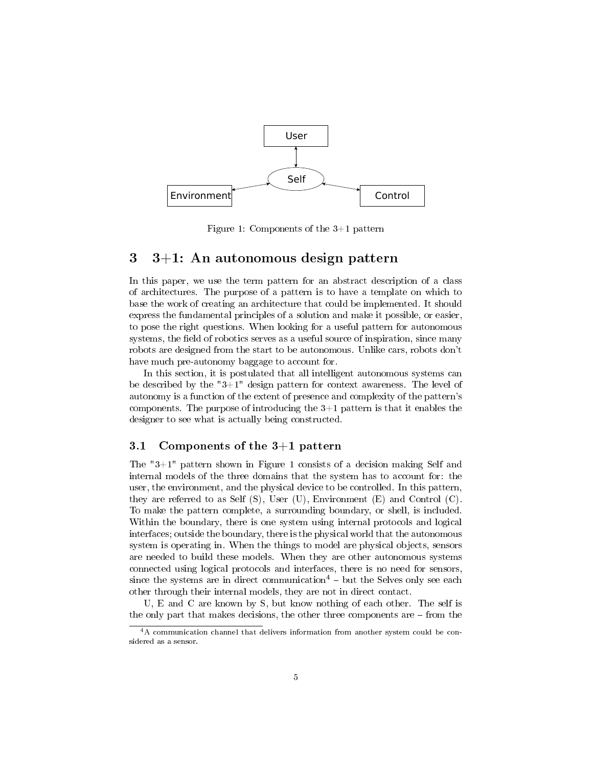Figure 1: Components of the 3+1 pattern

## 3 3+1: An autonomous design pattern

In this paper, we use the term pattern for an abstract description of a class of architectures. The purpose of a pattern is to have a template on which to base the work of creating an architecture that could be implemented. It should express the fundamental principles of a solution and make it possible, or easier, to pose the right questions. When looking for a useful pattern for autonomous systems, the field of robotics serves as a useful source of inspiration, since many robots are designed from the start to be autonomous. Unlike cars, robots don't have much pre-autonomy baggage to account for.

In this section, it is postulated that all intelligent autonomous systems can be described by the "3+1" design pattern for context awareness. The level of autonomy is a function of the extent of presence and complexity of the pattern's components. The purpose of introducing the 3+1 pattern is that it enables the designer to see what is actually being constructed.

### 3.1 Components of the 3+1 pattern

The "3+1" pattern shown in Figure 1 consists of a decision making Self and internal models of the three domains that the system has to account for: the user, the environment, and the physical device to be controlled. In this pattern, they are referred to as Self (S), User (U), Environment (E) and Control (C). To make the pattern complete, a surrounding boundary, or shell, is included. Within the boundary, there is one system using internal protocols and logical interfaces; outside the boundary, there is the physical world that the autonomous system is operating in. When the things to model are physical objects, sensors are needed to build these models. When they are other autonomous systems connected using logical protocols and interfaces, there is no need for sensors, since the systems are in direct communication[4] – but the Selves only see each other through their internal models, they are not in direct contact.

U, E and C are known by S, but know nothing of each other. The self is the only part that makes decisions, the other three components are – from the

[4] A communication channel that delivers information from another system could be considered as a sensor.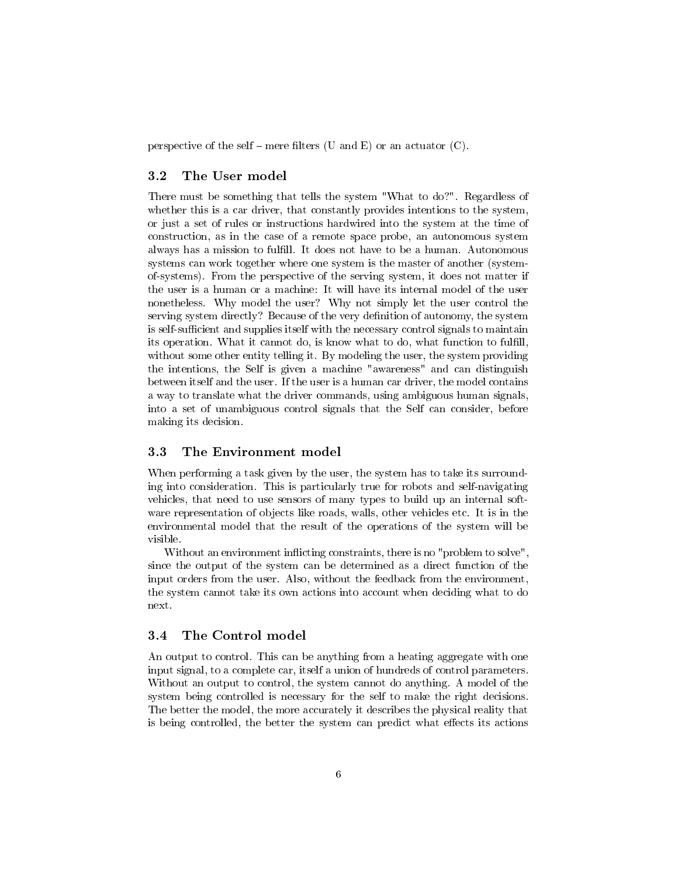perspective of the self – mere filters (U and E) or an actuator (C).

### 3.2 The User model

There must be something that tells the system "What to do?". Regardless of whether this is a car driver, that constantly provides intentions to the system, or just a set of rules or instructions hardwired into the system at the time of construction, as in the case of a remote space probe, an autonomous system always has a mission to fulfill. It does not have to be a human. Autonomous systems can work together where one system is the master of another (system-of-systems). From the perspective of the serving system, it does not matter if the user is a human or a machine: It will have its internal model of the user nonetheless. Why model the user? Why not simply let the user control the serving system directly? Because of the very definition of autonomy, the system is self-sufficient and supplies itself with the necessary control signals to maintain its operation. What it cannot do, is know what to do, what function to fulfill, without some other entity telling it. By modeling the user, the system providing the intentions, the Self is given a machine "awareness" and can distinguish between itself and the user. If the user is a human car driver, the model contains a way to translate what the driver commands, using ambiguous human signals, into a set of unambiguous control signals that the Self can consider, before making its decision.

### 3.3 The Environment model

When performing a task given by the user, the system has to take its surrounding into consideration. This is particularly true for robots and self-navigating vehicles, that need to use sensors of many types to build up an internal software representation of objects like roads, walls, other vehicles etc. It is in the environmental model that the result of the operations of the system will be visible.

Without an environment inflicting constraints, there is no "problem to solve", since the output of the system can be determined as a direct function of the input orders from the user. Also, without the feedback from the environment, the system cannot take its own actions into account when deciding what to do next.

### 3.4 The Control model

An output to control. This can be anything from a heating aggregate with one input signal, to a complete car, itself a union of hundreds of control parameters. Without an output to control, the system cannot do anything. A model of the system being controlled is necessary for the self to make the right decisions. The better the model, the more accurately it describes the physical reality that is being controlled, the better the system can predict what effects its actions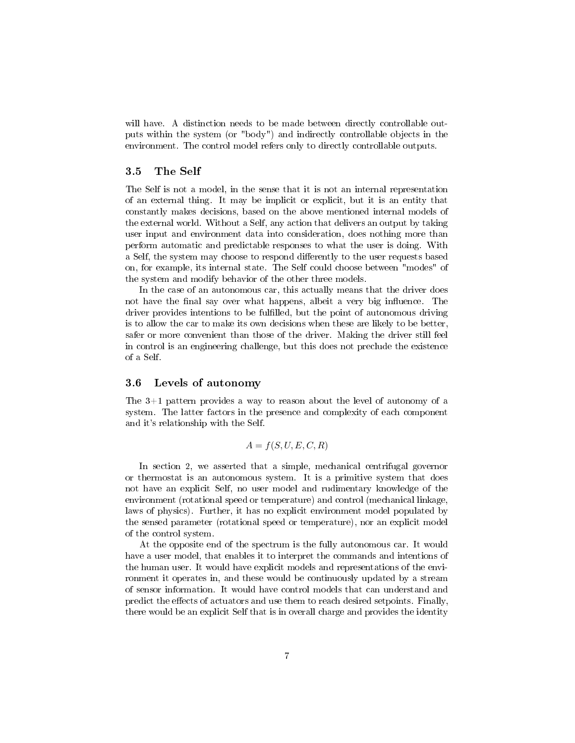will have. A distinction needs to be made between directly controllable outputs within the system (or "body") and indirectly controllable objects in the environment. The control model refers only to directly controllable outputs.

### 3.5 The Self

The Self is not a model, in the sense that it is not an internal representation of an external thing. It may be implicit or explicit, but it is an entity that constantly makes decisions, based on the above mentioned internal models of the external world. Without a Self, any action that delivers an output by taking user input and environment data into consideration, does nothing more than perform automatic and predictable responses to what the user is doing. With a Self, the system may choose to respond differently to the user requests based on, for example, its internal state. The Self could choose between "modes" of the system and modify behavior of the other three models.

In the case of an autonomous car, this actually means that the driver does not have the final say over what happens, albeit a very big influence. The driver provides intentions to be fulfilled, but the point of autonomous driving is to allow the car to make its own decisions when these are likely to be better, safer or more convenient than those of the driver. Making the driver still feel in control is an engineering challenge, but this does not preclude the existence of a Self.

### 3.6 Levels of autonomy

The 3+1 pattern provides a way to reason about the level of autonomy of a system. The latter factors in the presence and complexity of each component and it's relationship with the Self.

$$A = f(S, U, E, C, R)$$

In section 2, we asserted that a simple, mechanical centrifugal governor or thermostat is an autonomous system. It is a primitive system that does not have an explicit Self, no user model and rudimentary knowledge of the environment (rotational speed or temperature) and control (mechanical linkage, laws of physics). Further, it has no explicit environment model populated by the sensed parameter (rotational speed or temperature), nor an explicit model of the control system.

At the opposite end of the spectrum is the fully autonomous car. It would have a user model, that enables it to interpret the commands and intentions of the human user. It would have explicit models and representations of the environment it operates in, and these would be continuously updated by a stream of sensor information. It would have control models that can understand and predict the effects of actuators and use them to reach desired setpoints. Finally, there would be an explicit Self that is in overall charge and provides the identity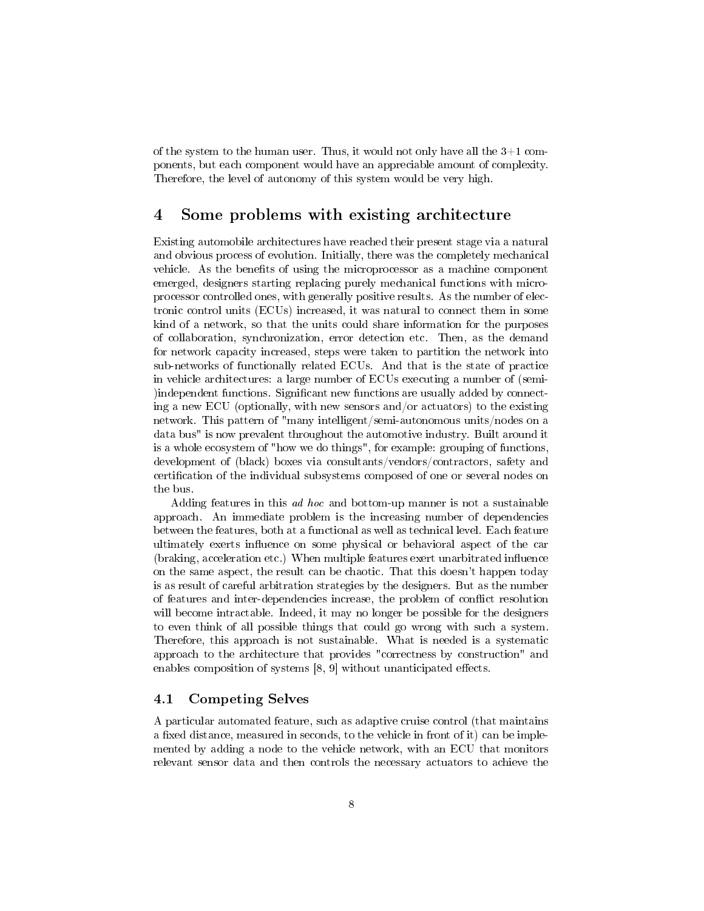of the system to the human user. Thus, it would not only have all the 3+1 components, but each component would have an appreciable amount of complexity. Therefore, the level of autonomy of this system would be very high.

# 4 Some problems with existing architecture

Existing automobile architectures have reached their present stage via a natural and obvious process of evolution. Initially, there was the completely mechanical vehicle. As the benefits of using the microprocessor as a machine component emerged, designers starting replacing purely mechanical functions with microprocessor controlled ones, with generally positive results. As the number of electronic control units (ECUs) increased, it was natural to connect them in some kind of a network, so that the units could share information for the purposes of collaboration, synchronization, error detection etc. Then, as the demand for network capacity increased, steps were taken to partition the network into sub-networks of functionally related ECUs. And that is the state of practice in vehicle architectures: a large number of ECUs executing a number of (semi-)independent functions. Significant new functions are usually added by connecting a new ECU (optionally, with new sensors and/or actuators) to the existing network. This pattern of "many intelligent/semi-autonomous units/nodes on a data bus" is now prevalent throughout the automotive industry. Built around it is a whole ecosystem of "how we do things", for example: grouping of functions, development of (black) boxes via consultants/vendors/contractors, safety and certification of the individual subsystems composed of one or several nodes on the bus.

Adding features in this *ad hoc* and bottom-up manner is not a sustainable approach. An immediate problem is the increasing number of dependencies between the features, both at a functional as well as technical level. Each feature ultimately exerts influence on some physical or behavioral aspect of the car (braking, acceleration etc.) When multiple features exert unarbitrated influence on the same aspect, the result can be chaotic. That this doesn't happen today is as result of careful arbitration strategies by the designers. But as the number of features and inter-dependencies increase, the problem of conflict resolution will become intractable. Indeed, it may no longer be possible for the designers to even think of all possible things that could go wrong with such a system. Therefore, this approach is not sustainable. What is needed is a systematic approach to the architecture that provides "correctness by construction" and enables composition of systems [8, 9] without unanticipated effects.

## 4.1 Competing Selves

A particular automated feature, such as adaptive cruise control (that maintains a fixed distance, measured in seconds, to the vehicle in front of it) can be implemented by adding a node to the vehicle network, with an ECU that monitors relevant sensor data and then controls the necessary actuators to achieve the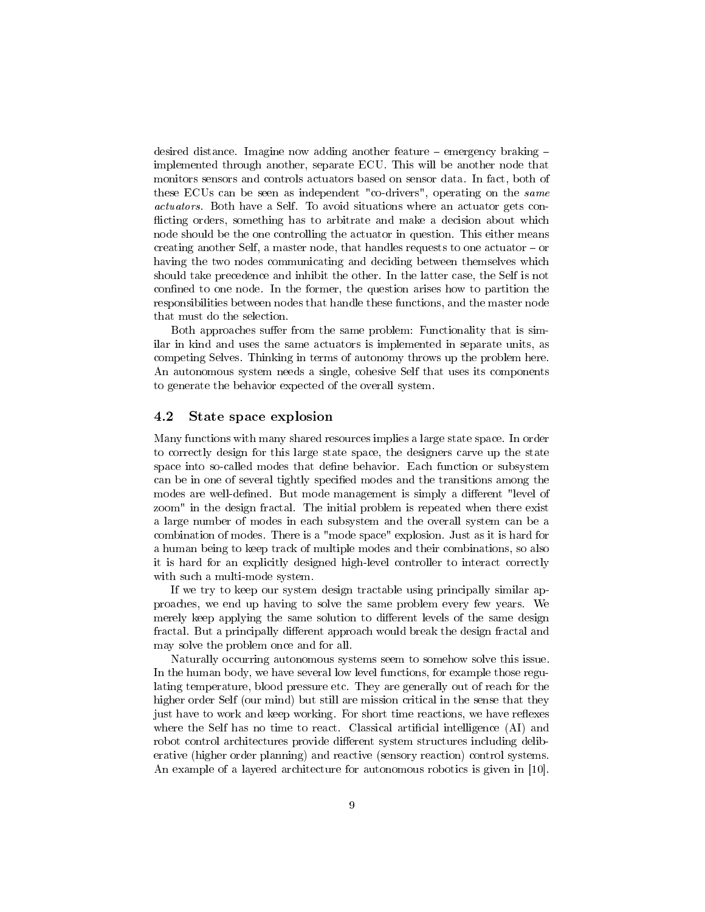desired distance. Imagine now adding another feature – emergency braking – implemented through another, separate ECU. This will be another node that monitors sensors and controls actuators based on sensor data. In fact, both of these ECUs can be seen as independent "co-drivers", operating on the *same actuators*. Both have a Self. To avoid situations where an actuator gets conflicting orders, something has to arbitrate and make a decision about which node should be the one controlling the actuator in question. This either means creating another Self, a master node, that handles requests to one actuator – or having the two nodes communicating and deciding between themselves which should take precedence and inhibit the other. In the latter case, the Self is not confined to one node. In the former, the question arises how to partition the responsibilities between nodes that handle these functions, and the master node that must do the selection.

Both approaches suffer from the same problem: Functionality that is similar in kind and uses the same actuators is implemented in separate units, as competing Selves. Thinking in terms of autonomy throws up the problem here. An autonomous system needs a single, cohesive Self that uses its components to generate the behavior expected of the overall system.

### 4.2 State space explosion

Many functions with many shared resources implies a large state space. In order to correctly design for this large state space, the designers carve up the state space into so-called modes that define behavior. Each function or subsystem can be in one of several tightly specified modes and the transitions among the modes are well-defined. But mode management is simply a different "level of zoom" in the design fractal. The initial problem is repeated when there exist a large number of modes in each subsystem and the overall system can be a combination of modes. There is a "mode space" explosion. Just as it is hard for a human being to keep track of multiple modes and their combinations, so also it is hard for an explicitly designed high-level controller to interact correctly with such a multi-mode system.

If we try to keep our system design tractable using principally similar approaches, we end up having to solve the same problem every few years. We merely keep applying the same solution to different levels of the same design fractal. But a principally different approach would break the design fractal and may solve the problem once and for all.

Naturally occurring autonomous systems seem to somehow solve this issue. In the human body, we have several low level functions, for example those regulating temperature, blood pressure etc. They are generally out of reach for the higher order Self (our mind) but still are mission critical in the sense that they just have to work and keep working. For short time reactions, we have reflexes where the Self has no time to react. Classical artificial intelligence (AI) and robot control architectures provide different system structures including deliberative (higher order planning) and reactive (sensory reaction) control systems. An example of a layered architecture for autonomous robotics is given in [10].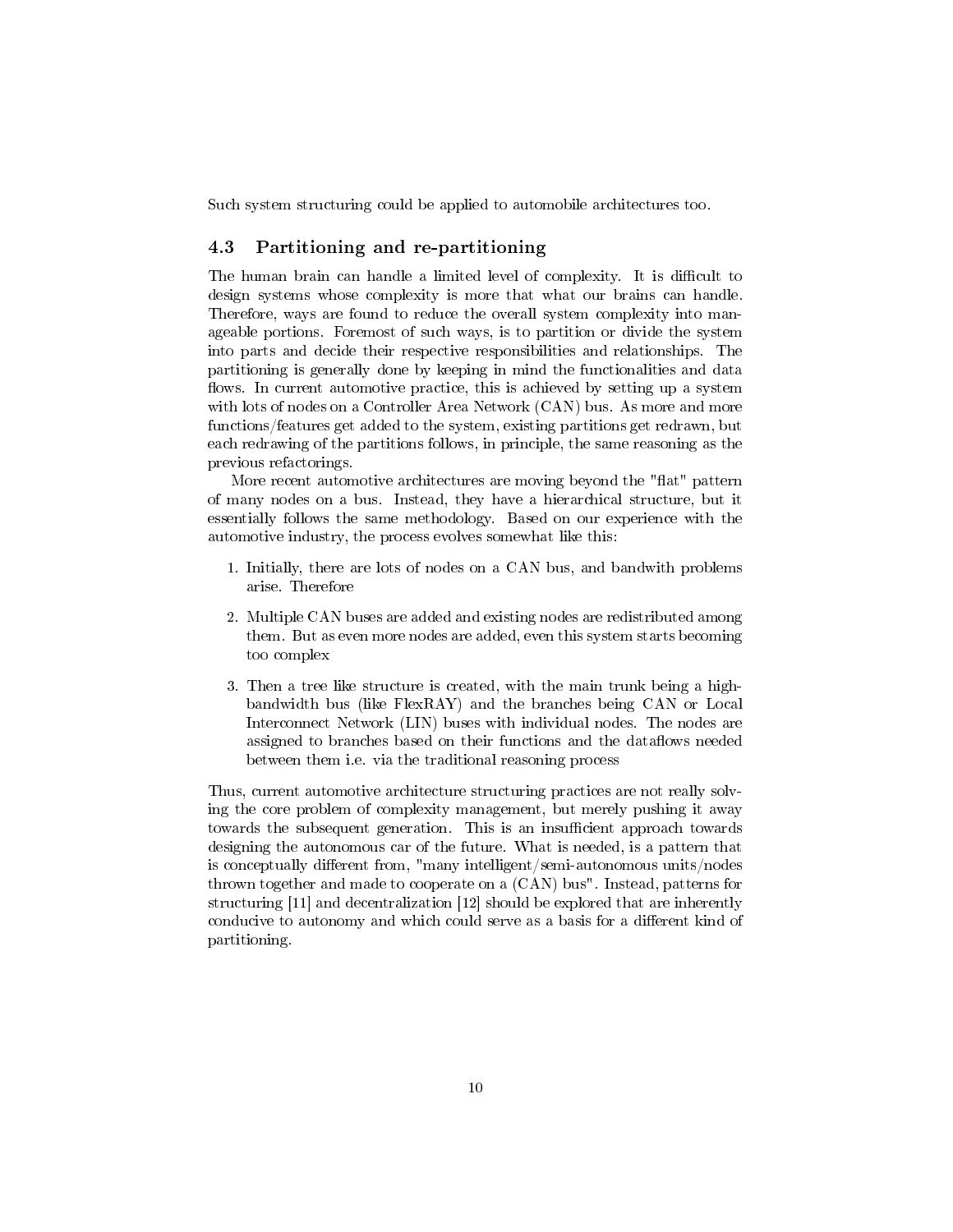Such system structuring could be applied to automobile architectures too.

### 4.3 Partitioning and re-partitioning

The human brain can handle a limited level of complexity. It is difficult to design systems whose complexity is more that what our brains can handle. Therefore, ways are found to reduce the overall system complexity into manageable portions. Foremost of such ways, is to partition or divide the system into parts and decide their respective responsibilities and relationships. The partitioning is generally done by keeping in mind the functionalities and data flows. In current automotive practice, this is achieved by setting up a system with lots of nodes on a Controller Area Network (CAN) bus. As more and more functions/features get added to the system, existing partitions get redrawn, but each redrawing of the partitions follows, in principle, the same reasoning as the previous refactorings.

More recent automotive architectures are moving beyond the "flat" pattern of many nodes on a bus. Instead, they have a hierarchical structure, but it essentially follows the same methodology. Based on our experience with the automotive industry, the process evolves somewhat like this:

1. Initially, there are lots of nodes on a CAN bus, and bandwith problems arise. Therefore
2. Multiple CAN buses are added and existing nodes are redistributed among them. But as even more nodes are added, even this system starts becoming too complex
3. Then a tree like structure is created, with the main trunk being a high-bandwidth bus (like FlexRAY) and the branches being CAN or Local Interconnect Network (LIN) buses with individual nodes. The nodes are assigned to branches based on their functions and the dataflows needed between them i.e. via the traditional reasoning process

Thus, current automotive architecture structuring practices are not really solving the core problem of complexity management, but merely pushing it away towards the subsequent generation. This is an insufficient approach towards designing the autonomous car of the future. What is needed, is a pattern that is conceptually different from, "many intelligent/semi-autonomous units/nodes thrown together and made to cooperate on a (CAN) bus". Instead, patterns for structuring [11] and decentralization [12] should be explored that are inherently conducive to autonomy and which could serve as a basis for a different kind of partitioning.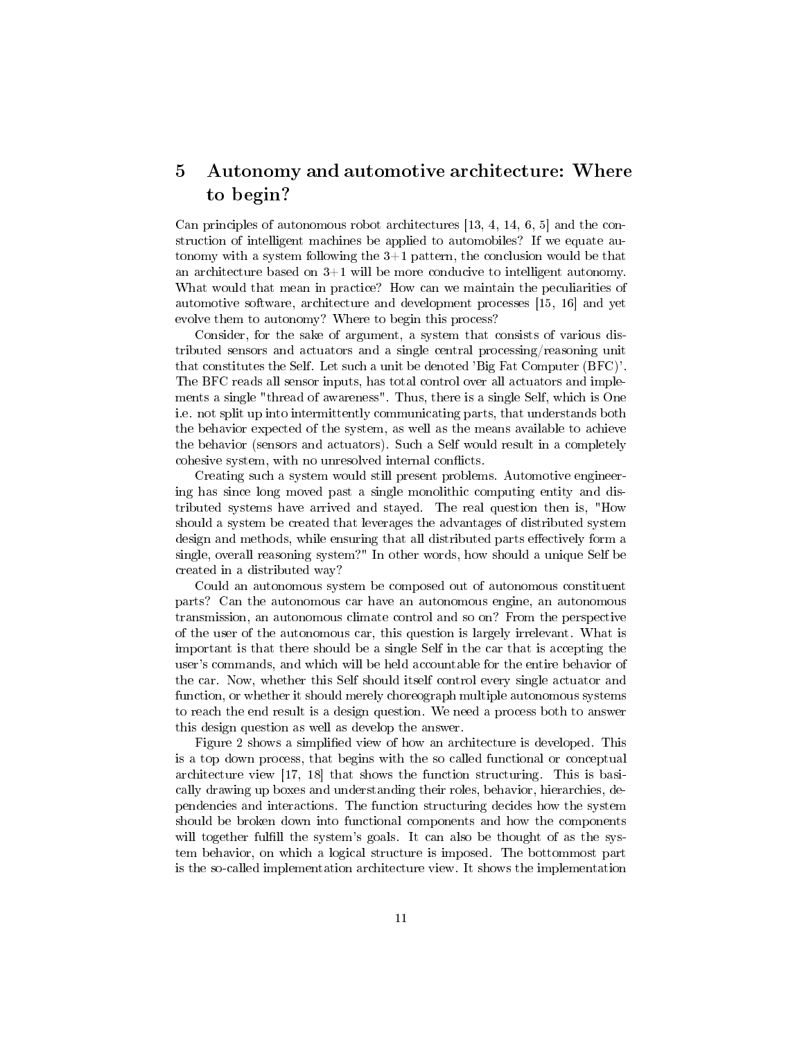## 5 Autonomy and automotive architecture: Where to begin?

Can principles of autonomous robot architectures [13, 4, 14, 6, 5] and the construction of intelligent machines be applied to automobiles? If we equate autonomy with a system following the 3+1 pattern, the conclusion would be that an architecture based on 3+1 will be more conducive to intelligent autonomy. What would that mean in practice? How can we maintain the peculiarities of automotive software, architecture and development processes [15, 16] and yet evolve them to autonomy? Where to begin this process?

Consider, for the sake of argument, a system that consists of various distributed sensors and actuators and a single central processing/reasoning unit that constitutes the Self. Let such a unit be denoted 'Big Fat Computer (BFC)'. The BFC reads all sensor inputs, has total control over all actuators and implements a single "thread of awareness". Thus, there is a single Self, which is One i.e. not split up into intermittently communicating parts, that understands both the behavior expected of the system, as well as the means available to achieve the behavior (sensors and actuators). Such a Self would result in a completely cohesive system, with no unresolved internal conflicts.

Creating such a system would still present problems. Automotive engineering has since long moved past a single monolithic computing entity and distributed systems have arrived and stayed. The real question then is, "How should a system be created that leverages the advantages of distributed system design and methods, while ensuring that all distributed parts effectively form a single, overall reasoning system?" In other words, how should a unique Self be created in a distributed way?

Could an autonomous system be composed out of autonomous constituent parts? Can the autonomous car have an autonomous engine, an autonomous transmission, an autonomous climate control and so on? From the perspective of the user of the autonomous car, this question is largely irrelevant. What is important is that there should be a single Self in the car that is accepting the user's commands, and which will be held accountable for the entire behavior of the car. Now, whether this Self should itself control every single actuator and function, or whether it should merely choreograph multiple autonomous systems to reach the end result is a design question. We need a process both to answer this design question as well as develop the answer.

Figure 2 shows a simplified view of how an architecture is developed. This is a top down process, that begins with the so called functional or conceptual architecture view [17, 18] that shows the function structuring. This is basically drawing up boxes and understanding their roles, behavior, hierarchies, dependencies and interactions. The function structuring decides how the system should be broken down into functional components and how the components will together fulfill the system's goals. It can also be thought of as the system behavior, on which a logical structure is imposed. The bottommost part is the so-called implementation architecture view. It shows the implementation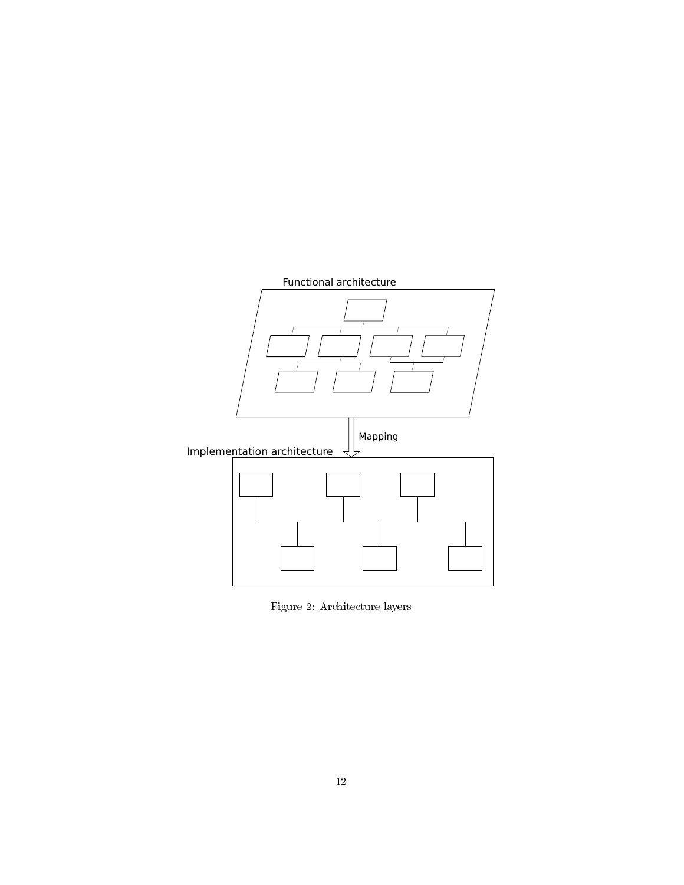Functional architecture

Mapping

Implementation architecture

Figure 2: Architecture layers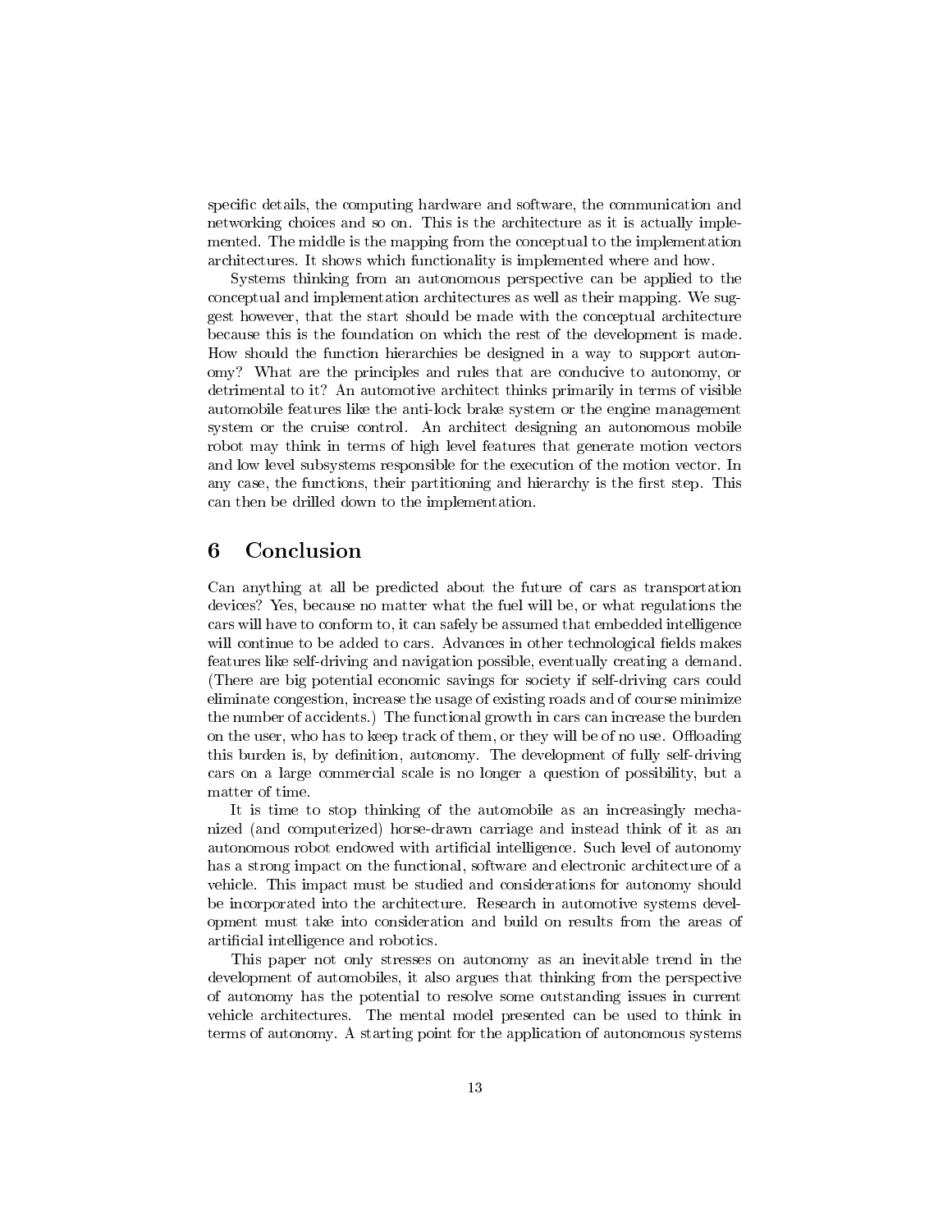specific details, the computing hardware and software, the communication and networking choices and so on. This is the architecture as it is actually implemented. The middle is the mapping from the conceptual to the implementation architectures. It shows which functionality is implemented where and how.

Systems thinking from an autonomous perspective can be applied to the conceptual and implementation architectures as well as their mapping. We suggest however, that the start should be made with the conceptual architecture because this is the foundation on which the rest of the development is made. How should the function hierarchies be designed in a way to support autonomy? What are the principles and rules that are conducive to autonomy, or detrimental to it? An automotive architect thinks primarily in terms of visible automobile features like the anti-lock brake system or the engine management system or the cruise control. An architect designing an autonomous mobile robot may think in terms of high level features that generate motion vectors and low level subsystems responsible for the execution of the motion vector. In any case, the functions, their partitioning and hierarchy is the first step. This can then be drilled down to the implementation.

## 6 Conclusion

Can anything at all be predicted about the future of cars as transportation devices? Yes, because no matter what the fuel will be, or what regulations the cars will have to conform to, it can safely be assumed that embedded intelligence will continue to be added to cars. Advances in other technological fields makes features like self-driving and navigation possible, eventually creating a demand. (There are big potential economic savings for society if self-driving cars could eliminate congestion, increase the usage of existing roads and of course minimize the number of accidents.) The functional growth in cars can increase the burden on the user, who has to keep track of them, or they will be of no use. Offloading this burden is, by definition, autonomy. The development of fully self-driving cars on a large commercial scale is no longer a question of possibility, but a matter of time.

It is time to stop thinking of the automobile as an increasingly mechanized (and computerized) horse-drawn carriage and instead think of it as an autonomous robot endowed with artificial intelligence. Such level of autonomy has a strong impact on the functional, software and electronic architecture of a vehicle. This impact must be studied and considerations for autonomy should be incorporated into the architecture. Research in automotive systems development must take into consideration and build on results from the areas of artificial intelligence and robotics.

This paper not only stresses on autonomy as an inevitable trend in the development of automobiles, it also argues that thinking from the perspective of autonomy has the potential to resolve some outstanding issues in current vehicle architectures. The mental model presented can be used to think in terms of autonomy. A starting point for the application of autonomous systems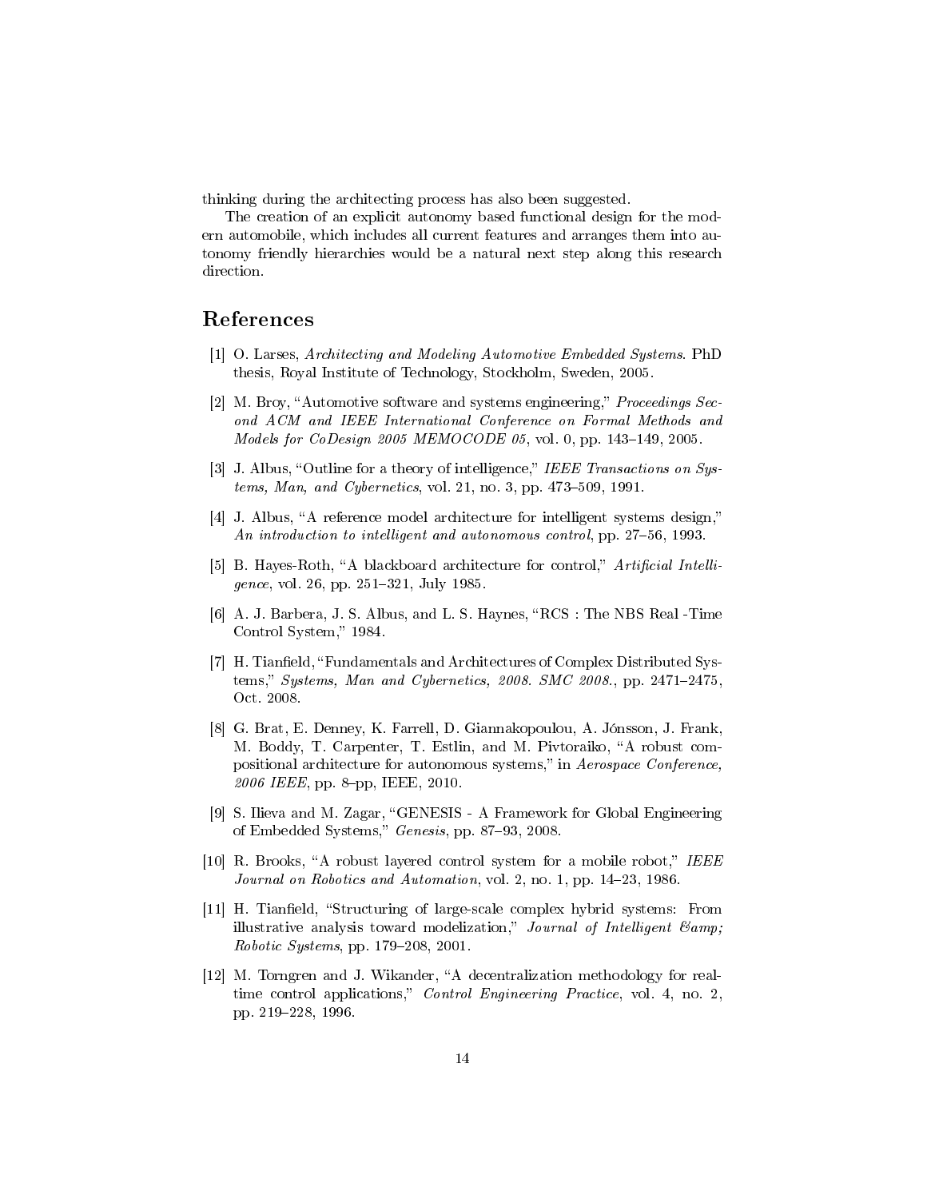thinking during the architecting process has also been suggested.

The creation of an explicit autonomy based functional design for the modern automobile, which includes all current features and arranges them into autonomy friendly hierarchies would be a natural next step along this research direction.

## References

[1] O. Larses, *Architecting and Modeling Automotive Embedded Systems*. PhD thesis, Royal Institute of Technology, Stockholm, Sweden, 2005.

[2] M. Broy, "Automotive software and systems engineering," *Proceedings Second ACM and IEEE International Conference on Formal Methods and Models for CoDesign 2005 MEMOCODE 05*, vol. 0, pp. 143–149, 2005.

[3] J. Albus, "Outline for a theory of intelligence," *IEEE Transactions on Systems, Man, and Cybernetics*, vol. 21, no. 3, pp. 473–509, 1991.

[4] J. Albus, "A reference model architecture for intelligent systems design," *An introduction to intelligent and autonomous control*, pp. 27–56, 1993.

[5] B. Hayes-Roth, "A blackboard architecture for control," *Artificial Intelligence*, vol. 26, pp. 251–321, July 1985.

[6] A. J. Barbera, J. S. Albus, and L. S. Haynes, "RCS : The NBS Real -Time Control System," 1984.

[7] H. Tianfield, "Fundamentals and Architectures of Complex Distributed Systems," *Systems, Man and Cybernetics, 2008. SMC 2008.*, pp. 2471–2475, Oct. 2008.

[8] G. Brat, E. Denney, K. Farrell, D. Giannakopoulou, A. Jónsson, J. Frank, M. Boddy, T. Carpenter, T. Estlin, and M. Pivtoraiko, "A robust compositional architecture for autonomous systems," in *Aerospace Conference, 2006 IEEE*, pp. 8–pp, IEEE, 2010.

[9] S. Ilieva and M. Zagar, "GENESIS - A Framework for Global Engineering of Embedded Systems," *Genesis*, pp. 87–93, 2008.

[10] R. Brooks, "A robust layered control system for a mobile robot," *IEEE Journal on Robotics and Automation*, vol. 2, no. 1, pp. 14–23, 1986.

[11] H. Tianfield, "Structuring of large-scale complex hybrid systems: From illustrative analysis toward modelization," *Journal of Intelligent &amp; Robotic Systems*, pp. 179–208, 2001.

[12] M. Torngren and J. Wikander, "A decentralization methodology for real-time control applications," *Control Engineering Practice*, vol. 4, no. 2, pp. 219–228, 1996.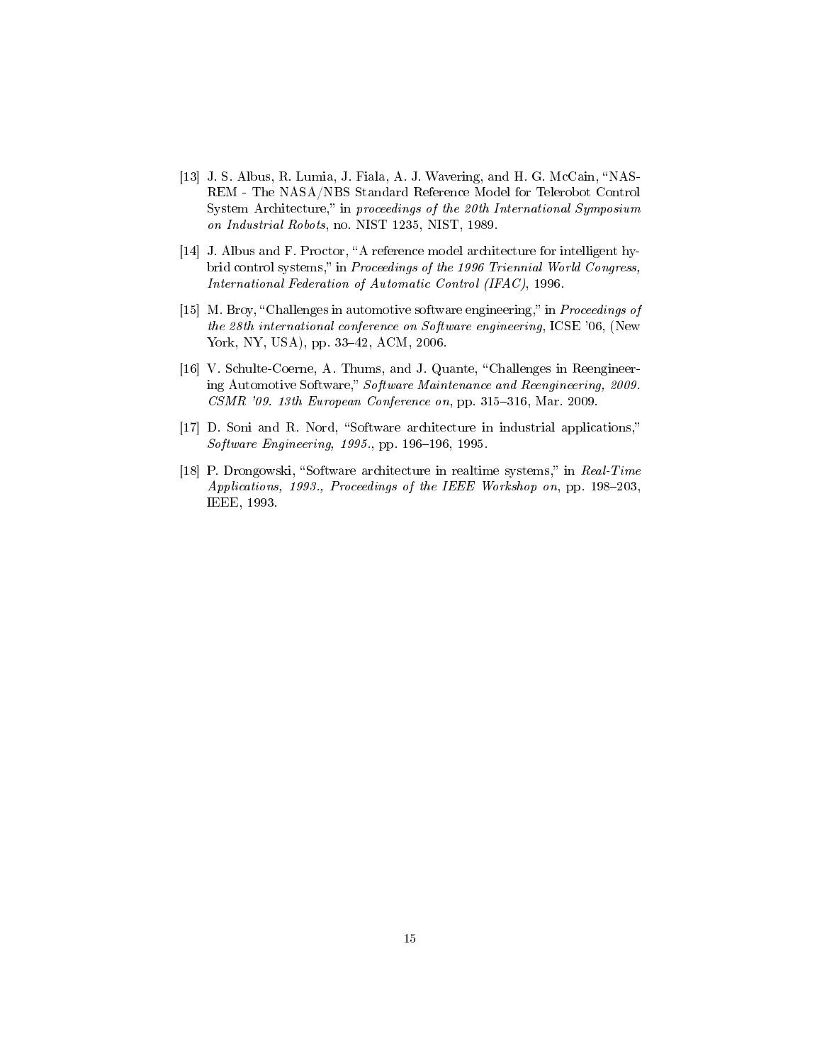[13] J. S. Albus, R. Lumia, J. Fiala, A. J. Wavering, and H. G. McCain, "NASREM - The NASA/NBS Standard Reference Model for Telerobot Control System Architecture," in *proceedings of the 20th International Symposium on Industrial Robots*, no. NIST 1235, NIST, 1989.

[14] J. Albus and F. Proctor, "A reference model architecture for intelligent hybrid control systems," in *Proceedings of the 1996 Triennial World Congress, International Federation of Automatic Control (IFAC)*, 1996.

[15] M. Broy, "Challenges in automotive software engineering," in *Proceedings of the 28th international conference on Software engineering*, ICSE '06, (New York, NY, USA), pp. 33–42, ACM, 2006.

[16] V. Schulte-Coerne, A. Thums, and J. Quante, "Challenges in Reengineering Automotive Software," *Software Maintenance and Reengineering, 2009. CSMR '09. 13th European Conference on*, pp. 315–316, Mar. 2009.

[17] D. Soni and R. Nord, "Software architecture in industrial applications," *Software Engineering, 1995.*, pp. 196–196, 1995.

[18] P. Drongowski, "Software architecture in realtime systems," in *Real-Time Applications, 1993., Proceedings of the IEEE Workshop on*, pp. 198–203, IEEE, 1993.